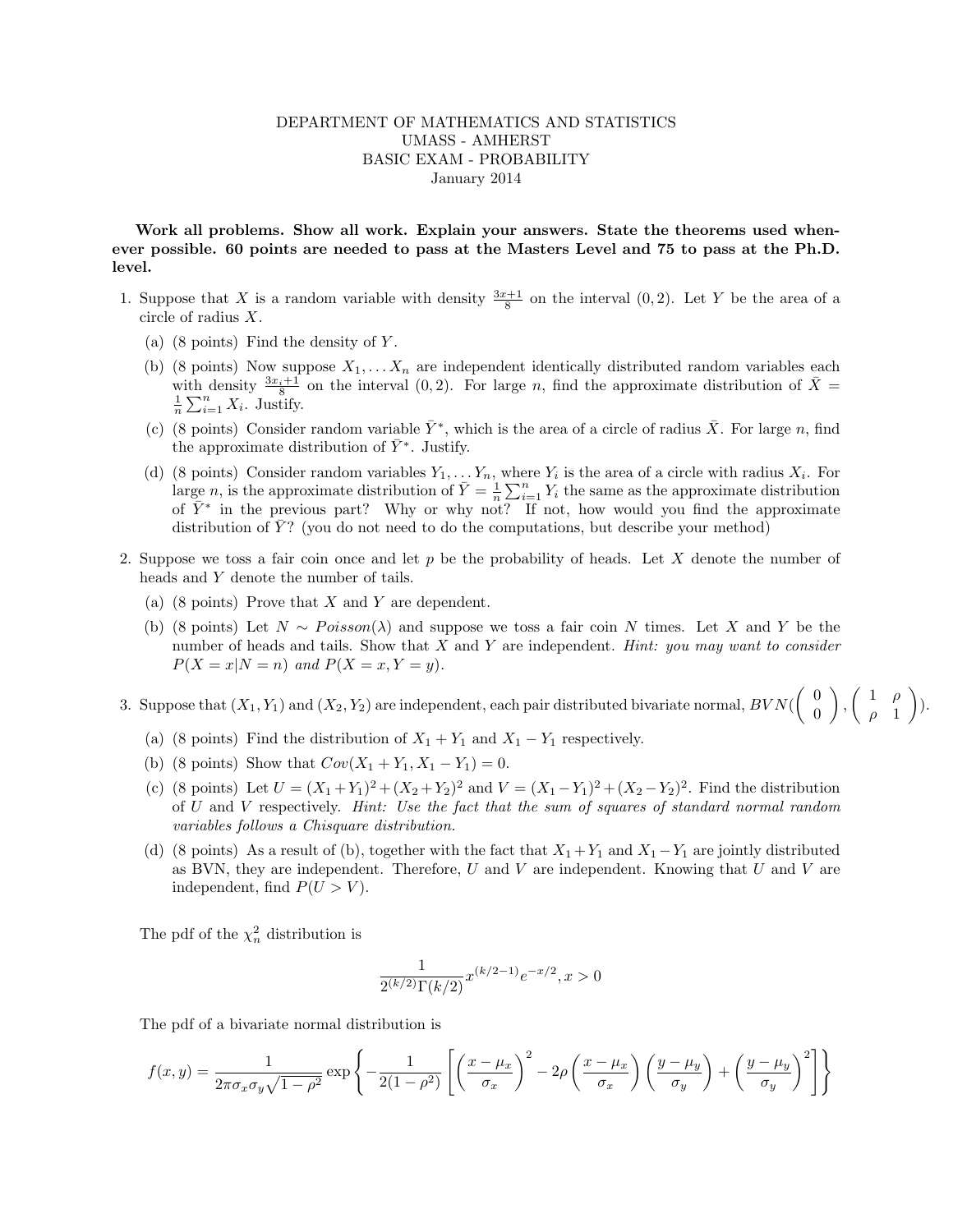DEPARTMENT OF MATHEMATICS AND STATISTICS
UMASS - AMHERST
BASIC EXAM - PROBABILITY
January 2014

**Work all problems. Show all work. Explain your answers. State the theorems used whenever possible. 60 points are needed to pass at the Masters Level and 75 to pass at the Ph.D. level.**

1. Suppose that $X$ is a random variable with density $\frac{3x+1}{8}$ on the interval $(0, 2)$. Let $Y$ be the area of a circle of radius $X$.

   (a) (8 points) Find the density of $Y$.

   (b) (8 points) Now suppose $X_1, \ldots X_n$ are independent identically distributed random variables each with density $\frac{3x_i+1}{8}$ on the interval $(0, 2)$. For large $n$, find the approximate distribution of $\bar{X} = \frac{1}{n}\sum_{i=1}^{n} X_i$. Justify.

   (c) (8 points) Consider random variable $\bar{Y}^*$, which is the area of a circle of radius $\bar{X}$. For large $n$, find the approximate distribution of $\bar{Y}^*$. Justify.

   (d) (8 points) Consider random variables $Y_1, \ldots Y_n$, where $Y_i$ is the area of a circle with radius $X_i$. For large $n$, is the approximate distribution of $\bar{Y} = \frac{1}{n}\sum_{i=1}^{n} Y_i$ the same as the approximate distribution of $\bar{Y}^*$ in the previous part? Why or why not? If not, how would you find the approximate distribution of $\bar{Y}$? (you do not need to do the computations, but describe your method)

2. Suppose we toss a fair coin once and let $p$ be the probability of heads. Let $X$ denote the number of heads and $Y$ denote the number of tails.

   (a) (8 points) Prove that $X$ and $Y$ are dependent.

   (b) (8 points) Let $N \sim Poisson(\lambda)$ and suppose we toss a fair coin $N$ times. Let $X$ and $Y$ be the number of heads and tails. Show that $X$ and $Y$ are independent. *Hint: you may want to consider $P(X = x|N = n)$ and $P(X = x, Y = y)$.*

3. Suppose that $(X_1, Y_1)$ and $(X_2, Y_2)$ are independent, each pair distributed bivariate normal, $BVN\left(\begin{pmatrix} 0 \\ 0 \end{pmatrix}, \begin{pmatrix} 1 & \rho \\ \rho & 1 \end{pmatrix}\right)$.

   (a) (8 points) Find the distribution of $X_1 + Y_1$ and $X_1 - Y_1$ respectively.

   (b) (8 points) Show that $Cov(X_1 + Y_1, X_1 - Y_1) = 0$.

   (c) (8 points) Let $U = (X_1 + Y_1)^2 + (X_2 + Y_2)^2$ and $V = (X_1 - Y_1)^2 + (X_2 - Y_2)^2$. Find the distribution of $U$ and $V$ respectively. *Hint: Use the fact that the sum of squares of standard normal random variables follows a Chisquare distribution.*

   (d) (8 points) As a result of (b), together with the fact that $X_1 + Y_1$ and $X_1 - Y_1$ are jointly distributed as BVN, they are independent. Therefore, $U$ and $V$ are independent. Knowing that $U$ and $V$ are independent, find $P(U > V)$.

The pdf of the $\chi^2_n$ distribution is

$$\frac{1}{2^{(k/2)}\Gamma(k/2)} x^{(k/2-1)} e^{-x/2}, x > 0$$

The pdf of a bivariate normal distribution is

$$f(x, y) = \frac{1}{2\pi\sigma_x\sigma_y\sqrt{1-\rho^2}} \exp\left\{-\frac{1}{2(1-\rho^2)}\left[\left(\frac{x-\mu_x}{\sigma_x}\right)^2 - 2\rho\left(\frac{x-\mu_x}{\sigma_x}\right)\left(\frac{y-\mu_y}{\sigma_y}\right) + \left(\frac{y-\mu_y}{\sigma_y}\right)^2\right]\right\}$$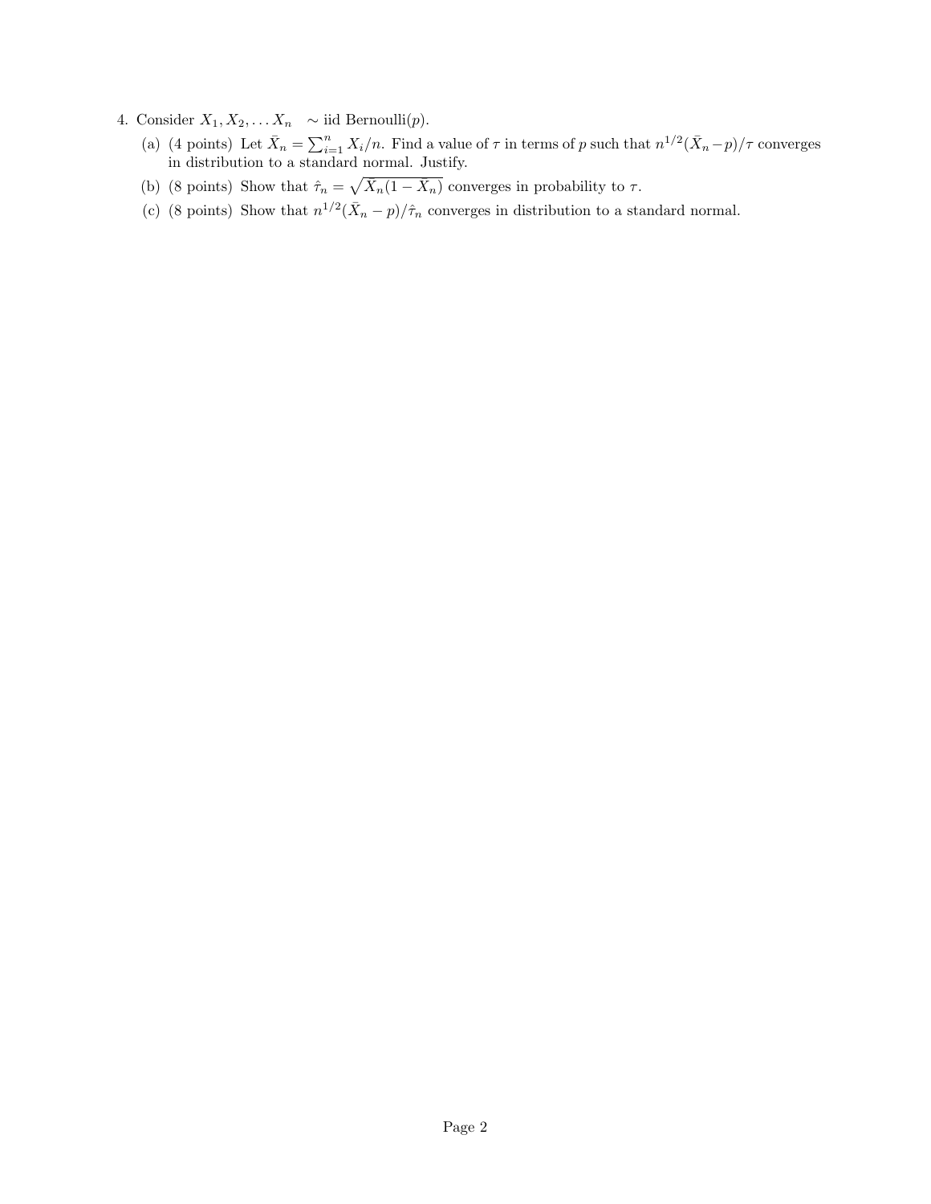4. Consider $X_1, X_2, \dots X_n \sim$ iid Bernoulli($p$).

   (a) (4 points) Let $\bar{X}_n = \sum_{i=1}^{n} X_i/n$. Find a value of $\tau$ in terms of $p$ such that $n^{1/2}(\bar{X}_n - p)/\tau$ converges in distribution to a standard normal. Justify.

   (b) (8 points) Show that $\hat{\tau}_n = \sqrt{\bar{X}_n(1 - \bar{X}_n)}$ converges in probability to $\tau$.

   (c) (8 points) Show that $n^{1/2}(\bar{X}_n - p)/\hat{\tau}_n$ converges in distribution to a standard normal.